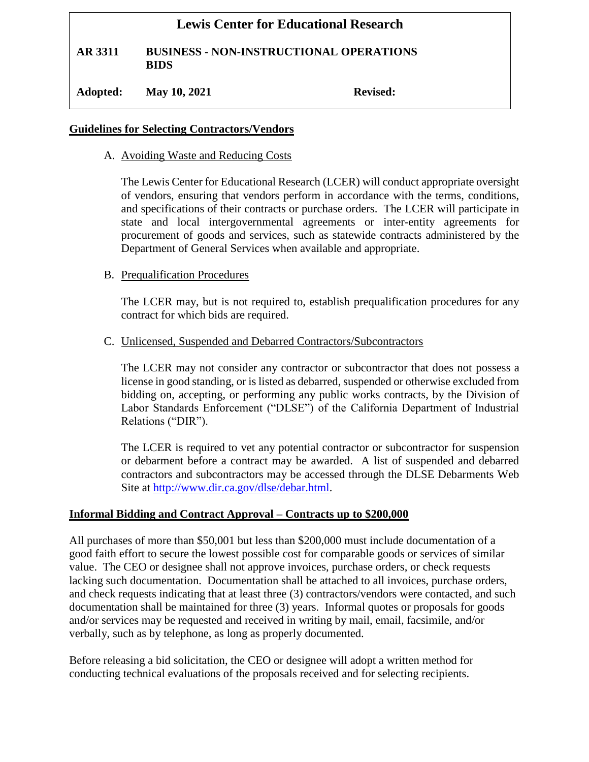# Lewis Center for Educational Research

**AR 3311 BUSINESS - NON-INSTRUCTIONAL OPERATIONS BIDS**

**Adopted:** May 10, 2021 **Revised:**

## Guidelines for Selecting Contractors/Vendors

A. Avoiding Waste and Reducing Costs

The Lewis Center for Educational Research (LCER) will conduct appropriate oversight of vendors, ensuring that vendors perform in accordance with the terms, conditions, and specifications of their contracts or purchase orders. The LCER will participate in state and local intergovernmental agreements or inter-entity agreements for procurement of goods and services, such as statewide contracts administered by the Department of General Services when available and appropriate.

B. Prequalification Procedures

The LCER may, but is not required to, establish prequalification procedures for any contract for which bids are required.

C. Unlicensed, Suspended and Debarred Contractors/Subcontractors

The LCER may not consider any contractor or subcontractor that does not possess a license in good standing, or is listed as debarred, suspended or otherwise excluded from bidding on, accepting, or performing any public works contracts, by the Division of Labor Standards Enforcement ("DLSE") of the California Department of Industrial Relations ("DIR").

The LCER is required to vet any potential contractor or subcontractor for suspension or debarment before a contract may be awarded. A list of suspended and debarred contractors and subcontractors may be accessed through the DLSE Debarments Web Site at http://www.dir.ca.gov/dlse/debar.html.

## Informal Bidding and Contract Approval – Contracts up to $200,000

All purchases of more than $50,001 but less than $200,000 must include documentation of a good faith effort to secure the lowest possible cost for comparable goods or services of similar value. The CEO or designee shall not approve invoices, purchase orders, or check requests lacking such documentation. Documentation shall be attached to all invoices, purchase orders, and check requests indicating that at least three (3) contractors/vendors were contacted, and such documentation shall be maintained for three (3) years. Informal quotes or proposals for goods and/or services may be requested and received in writing by mail, email, facsimile, and/or verbally, such as by telephone, as long as properly documented.

Before releasing a bid solicitation, the CEO or designee will adopt a written method for conducting technical evaluations of the proposals received and for selecting recipients.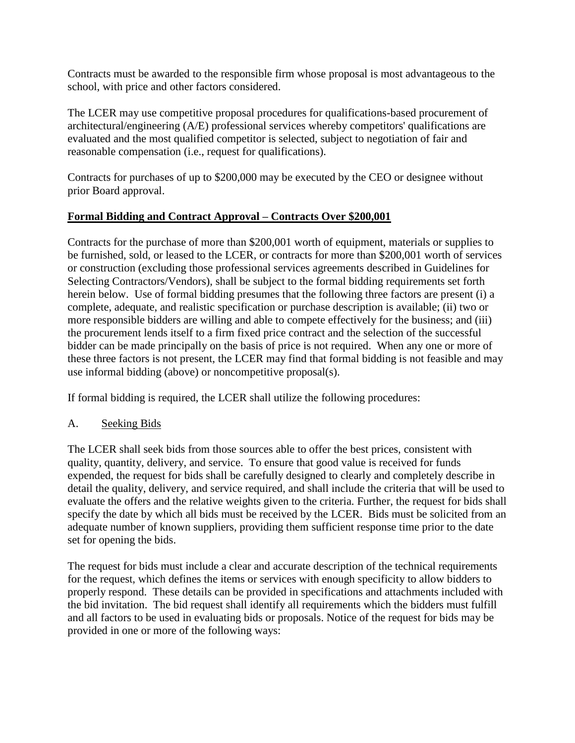Contracts must be awarded to the responsible firm whose proposal is most advantageous to the school, with price and other factors considered.

The LCER may use competitive proposal procedures for qualifications-based procurement of architectural/engineering (A/E) professional services whereby competitors' qualifications are evaluated and the most qualified competitor is selected, subject to negotiation of fair and reasonable compensation (i.e., request for qualifications).

Contracts for purchases of up to $200,000 may be executed by the CEO or designee without prior Board approval.

**Formal Bidding and Contract Approval – Contracts Over $200,001**

Contracts for the purchase of more than $200,001 worth of equipment, materials or supplies to be furnished, sold, or leased to the LCER, or contracts for more than $200,001 worth of services or construction (excluding those professional services agreements described in Guidelines for Selecting Contractors/Vendors), shall be subject to the formal bidding requirements set forth herein below. Use of formal bidding presumes that the following three factors are present (i) a complete, adequate, and realistic specification or purchase description is available; (ii) two or more responsible bidders are willing and able to compete effectively for the business; and (iii) the procurement lends itself to a firm fixed price contract and the selection of the successful bidder can be made principally on the basis of price is not required. When any one or more of these three factors is not present, the LCER may find that formal bidding is not feasible and may use informal bidding (above) or noncompetitive proposal(s).

If formal bidding is required, the LCER shall utilize the following procedures:

A. Seeking Bids

The LCER shall seek bids from those sources able to offer the best prices, consistent with quality, quantity, delivery, and service. To ensure that good value is received for funds expended, the request for bids shall be carefully designed to clearly and completely describe in detail the quality, delivery, and service required, and shall include the criteria that will be used to evaluate the offers and the relative weights given to the criteria. Further, the request for bids shall specify the date by which all bids must be received by the LCER. Bids must be solicited from an adequate number of known suppliers, providing them sufficient response time prior to the date set for opening the bids.

The request for bids must include a clear and accurate description of the technical requirements for the request, which defines the items or services with enough specificity to allow bidders to properly respond. These details can be provided in specifications and attachments included with the bid invitation. The bid request shall identify all requirements which the bidders must fulfill and all factors to be used in evaluating bids or proposals. Notice of the request for bids may be provided in one or more of the following ways: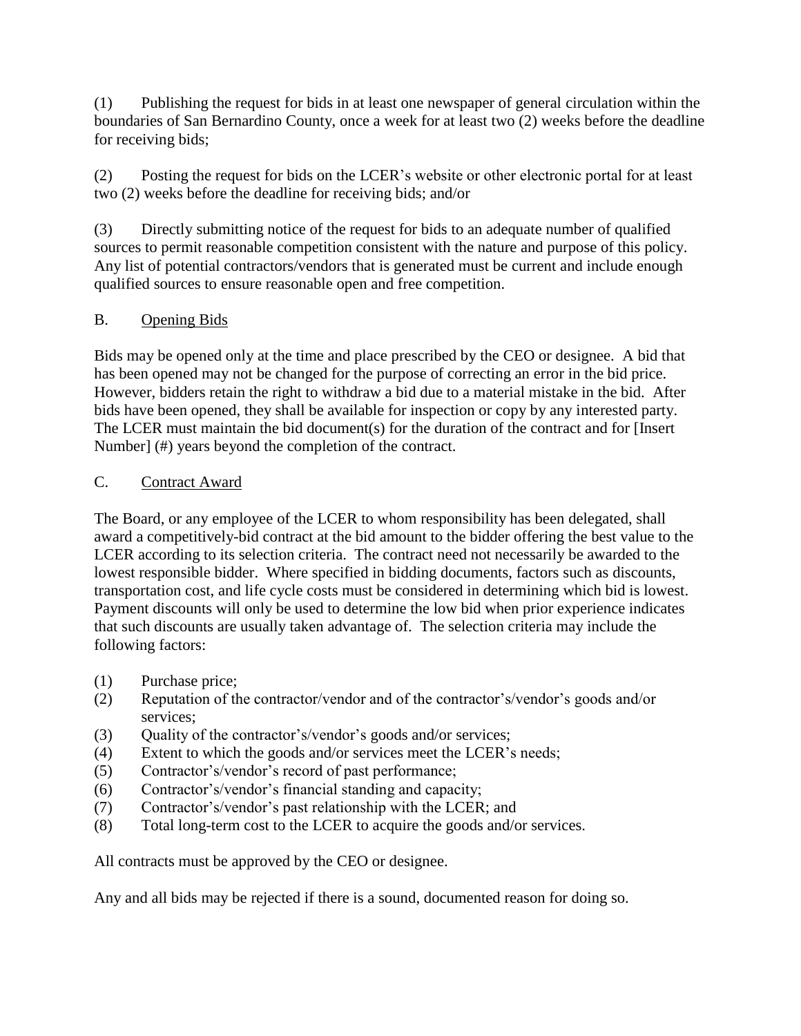(1) Publishing the request for bids in at least one newspaper of general circulation within the boundaries of San Bernardino County, once a week for at least two (2) weeks before the deadline for receiving bids;

(2) Posting the request for bids on the LCER's website or other electronic portal for at least two (2) weeks before the deadline for receiving bids; and/or

(3) Directly submitting notice of the request for bids to an adequate number of qualified sources to permit reasonable competition consistent with the nature and purpose of this policy. Any list of potential contractors/vendors that is generated must be current and include enough qualified sources to ensure reasonable open and free competition.

B. Opening Bids

Bids may be opened only at the time and place prescribed by the CEO or designee. A bid that has been opened may not be changed for the purpose of correcting an error in the bid price. However, bidders retain the right to withdraw a bid due to a material mistake in the bid. After bids have been opened, they shall be available for inspection or copy by any interested party. The LCER must maintain the bid document(s) for the duration of the contract and for [Insert Number] (#) years beyond the completion of the contract.

C. Contract Award

The Board, or any employee of the LCER to whom responsibility has been delegated, shall award a competitively-bid contract at the bid amount to the bidder offering the best value to the LCER according to its selection criteria. The contract need not necessarily be awarded to the lowest responsible bidder. Where specified in bidding documents, factors such as discounts, transportation cost, and life cycle costs must be considered in determining which bid is lowest. Payment discounts will only be used to determine the low bid when prior experience indicates that such discounts are usually taken advantage of. The selection criteria may include the following factors:

(1) Purchase price;
(2) Reputation of the contractor/vendor and of the contractor's/vendor's goods and/or services;
(3) Quality of the contractor's/vendor's goods and/or services;
(4) Extent to which the goods and/or services meet the LCER's needs;
(5) Contractor's/vendor's record of past performance;
(6) Contractor's/vendor's financial standing and capacity;
(7) Contractor's/vendor's past relationship with the LCER; and
(8) Total long-term cost to the LCER to acquire the goods and/or services.

All contracts must be approved by the CEO or designee.

Any and all bids may be rejected if there is a sound, documented reason for doing so.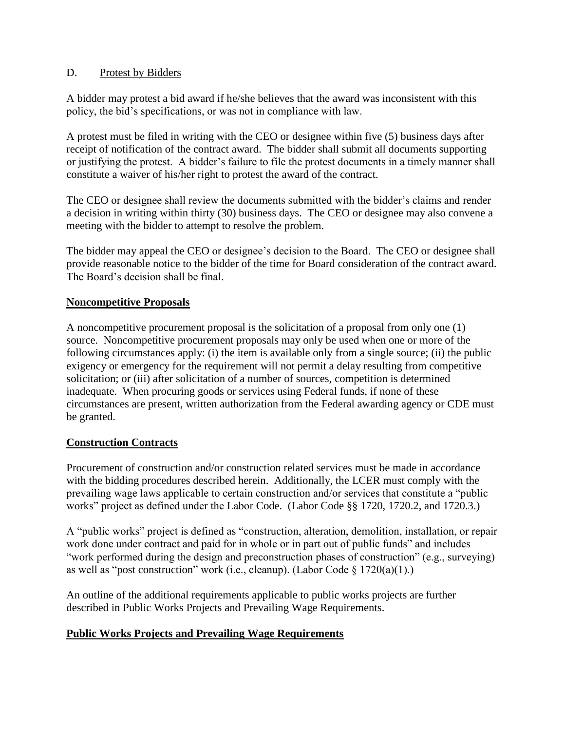D. Protest by Bidders

A bidder may protest a bid award if he/she believes that the award was inconsistent with this policy, the bid's specifications, or was not in compliance with law.

A protest must be filed in writing with the CEO or designee within five (5) business days after receipt of notification of the contract award. The bidder shall submit all documents supporting or justifying the protest. A bidder's failure to file the protest documents in a timely manner shall constitute a waiver of his/her right to protest the award of the contract.

The CEO or designee shall review the documents submitted with the bidder's claims and render a decision in writing within thirty (30) business days. The CEO or designee may also convene a meeting with the bidder to attempt to resolve the problem.

The bidder may appeal the CEO or designee's decision to the Board. The CEO or designee shall provide reasonable notice to the bidder of the time for Board consideration of the contract award. The Board's decision shall be final.

## Noncompetitive Proposals

A noncompetitive procurement proposal is the solicitation of a proposal from only one (1) source. Noncompetitive procurement proposals may only be used when one or more of the following circumstances apply: (i) the item is available only from a single source; (ii) the public exigency or emergency for the requirement will not permit a delay resulting from competitive solicitation; or (iii) after solicitation of a number of sources, competition is determined inadequate. When procuring goods or services using Federal funds, if none of these circumstances are present, written authorization from the Federal awarding agency or CDE must be granted.

## Construction Contracts

Procurement of construction and/or construction related services must be made in accordance with the bidding procedures described herein. Additionally, the LCER must comply with the prevailing wage laws applicable to certain construction and/or services that constitute a "public works" project as defined under the Labor Code. (Labor Code §§ 1720, 1720.2, and 1720.3.)

A "public works" project is defined as "construction, alteration, demolition, installation, or repair work done under contract and paid for in whole or in part out of public funds" and includes "work performed during the design and preconstruction phases of construction" (e.g., surveying) as well as "post construction" work (i.e., cleanup). (Labor Code § 1720(a)(1).)

An outline of the additional requirements applicable to public works projects are further described in Public Works Projects and Prevailing Wage Requirements.

## Public Works Projects and Prevailing Wage Requirements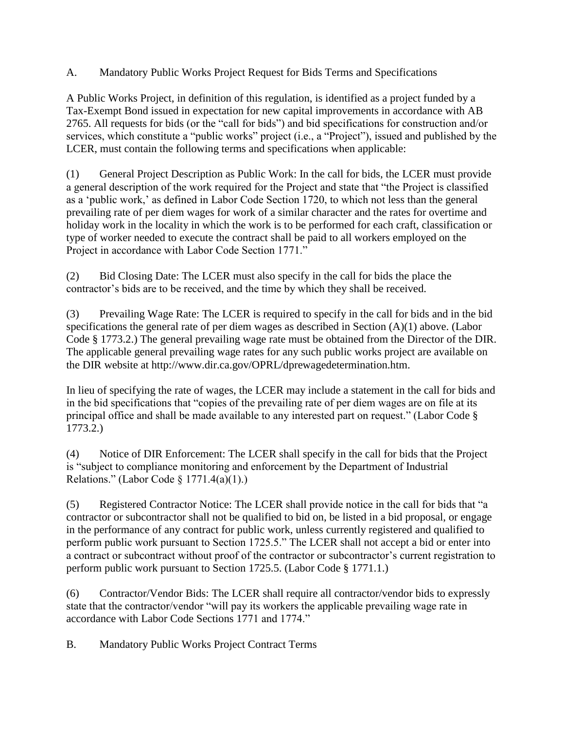A. Mandatory Public Works Project Request for Bids Terms and Specifications

A Public Works Project, in definition of this regulation, is identified as a project funded by a Tax-Exempt Bond issued in expectation for new capital improvements in accordance with AB 2765. All requests for bids (or the "call for bids") and bid specifications for construction and/or services, which constitute a "public works" project (i.e., a "Project"), issued and published by the LCER, must contain the following terms and specifications when applicable:

(1) General Project Description as Public Work: In the call for bids, the LCER must provide a general description of the work required for the Project and state that "the Project is classified as a 'public work,' as defined in Labor Code Section 1720, to which not less than the general prevailing rate of per diem wages for work of a similar character and the rates for overtime and holiday work in the locality in which the work is to be performed for each craft, classification or type of worker needed to execute the contract shall be paid to all workers employed on the Project in accordance with Labor Code Section 1771."

(2) Bid Closing Date: The LCER must also specify in the call for bids the place the contractor's bids are to be received, and the time by which they shall be received.

(3) Prevailing Wage Rate: The LCER is required to specify in the call for bids and in the bid specifications the general rate of per diem wages as described in Section (A)(1) above. (Labor Code § 1773.2.) The general prevailing wage rate must be obtained from the Director of the DIR. The applicable general prevailing wage rates for any such public works project are available on the DIR website at http://www.dir.ca.gov/OPRL/dprewagedetermination.htm.

In lieu of specifying the rate of wages, the LCER may include a statement in the call for bids and in the bid specifications that "copies of the prevailing rate of per diem wages are on file at its principal office and shall be made available to any interested part on request." (Labor Code § 1773.2.)

(4) Notice of DIR Enforcement: The LCER shall specify in the call for bids that the Project is "subject to compliance monitoring and enforcement by the Department of Industrial Relations." (Labor Code § 1771.4(a)(1).)

(5) Registered Contractor Notice: The LCER shall provide notice in the call for bids that "a contractor or subcontractor shall not be qualified to bid on, be listed in a bid proposal, or engage in the performance of any contract for public work, unless currently registered and qualified to perform public work pursuant to Section 1725.5." The LCER shall not accept a bid or enter into a contract or subcontract without proof of the contractor or subcontractor's current registration to perform public work pursuant to Section 1725.5. (Labor Code § 1771.1.)

(6) Contractor/Vendor Bids: The LCER shall require all contractor/vendor bids to expressly state that the contractor/vendor "will pay its workers the applicable prevailing wage rate in accordance with Labor Code Sections 1771 and 1774."

B. Mandatory Public Works Project Contract Terms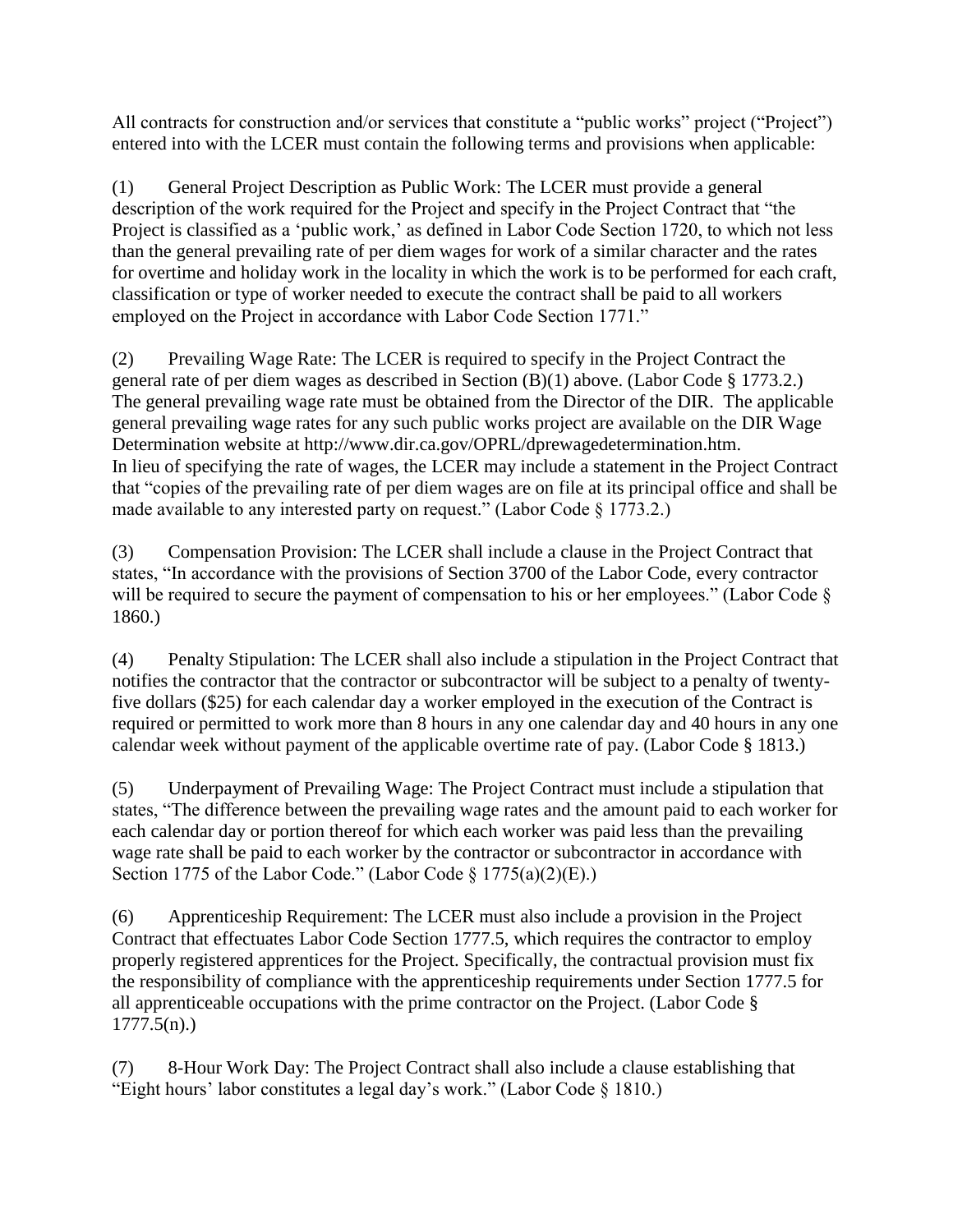All contracts for construction and/or services that constitute a "public works" project ("Project") entered into with the LCER must contain the following terms and provisions when applicable:

(1) General Project Description as Public Work: The LCER must provide a general description of the work required for the Project and specify in the Project Contract that "the Project is classified as a 'public work,' as defined in Labor Code Section 1720, to which not less than the general prevailing rate of per diem wages for work of a similar character and the rates for overtime and holiday work in the locality in which the work is to be performed for each craft, classification or type of worker needed to execute the contract shall be paid to all workers employed on the Project in accordance with Labor Code Section 1771."

(2) Prevailing Wage Rate: The LCER is required to specify in the Project Contract the general rate of per diem wages as described in Section (B)(1) above. (Labor Code § 1773.2.) The general prevailing wage rate must be obtained from the Director of the DIR. The applicable general prevailing wage rates for any such public works project are available on the DIR Wage Determination website at http://www.dir.ca.gov/OPRL/dprewagedetermination.htm. In lieu of specifying the rate of wages, the LCER may include a statement in the Project Contract that "copies of the prevailing rate of per diem wages are on file at its principal office and shall be made available to any interested party on request." (Labor Code § 1773.2.)

(3) Compensation Provision: The LCER shall include a clause in the Project Contract that states, "In accordance with the provisions of Section 3700 of the Labor Code, every contractor will be required to secure the payment of compensation to his or her employees." (Labor Code § 1860.)

(4) Penalty Stipulation: The LCER shall also include a stipulation in the Project Contract that notifies the contractor that the contractor or subcontractor will be subject to a penalty of twenty-five dollars ($25) for each calendar day a worker employed in the execution of the Contract is required or permitted to work more than 8 hours in any one calendar day and 40 hours in any one calendar week without payment of the applicable overtime rate of pay. (Labor Code § 1813.)

(5) Underpayment of Prevailing Wage: The Project Contract must include a stipulation that states, "The difference between the prevailing wage rates and the amount paid to each worker for each calendar day or portion thereof for which each worker was paid less than the prevailing wage rate shall be paid to each worker by the contractor or subcontractor in accordance with Section 1775 of the Labor Code." (Labor Code § 1775(a)(2)(E).)

(6) Apprenticeship Requirement: The LCER must also include a provision in the Project Contract that effectuates Labor Code Section 1777.5, which requires the contractor to employ properly registered apprentices for the Project. Specifically, the contractual provision must fix the responsibility of compliance with the apprenticeship requirements under Section 1777.5 for all apprenticeable occupations with the prime contractor on the Project. (Labor Code § 1777.5(n).)

(7) 8-Hour Work Day: The Project Contract shall also include a clause establishing that "Eight hours' labor constitutes a legal day's work." (Labor Code § 1810.)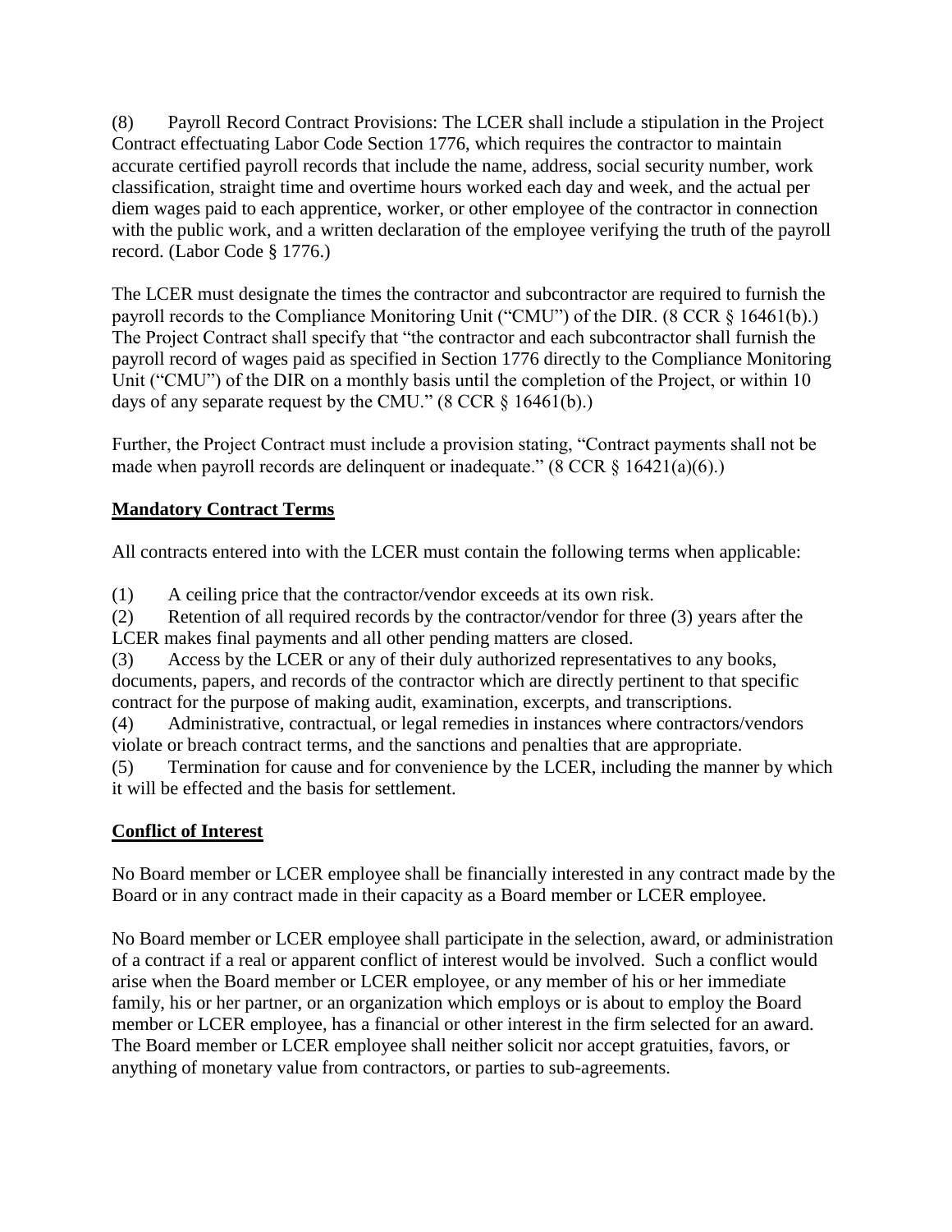(8) Payroll Record Contract Provisions: The LCER shall include a stipulation in the Project Contract effectuating Labor Code Section 1776, which requires the contractor to maintain accurate certified payroll records that include the name, address, social security number, work classification, straight time and overtime hours worked each day and week, and the actual per diem wages paid to each apprentice, worker, or other employee of the contractor in connection with the public work, and a written declaration of the employee verifying the truth of the payroll record. (Labor Code § 1776.)

The LCER must designate the times the contractor and subcontractor are required to furnish the payroll records to the Compliance Monitoring Unit ("CMU") of the DIR. (8 CCR § 16461(b).) The Project Contract shall specify that "the contractor and each subcontractor shall furnish the payroll record of wages paid as specified in Section 1776 directly to the Compliance Monitoring Unit ("CMU") of the DIR on a monthly basis until the completion of the Project, or within 10 days of any separate request by the CMU." (8 CCR § 16461(b).)

Further, the Project Contract must include a provision stating, "Contract payments shall not be made when payroll records are delinquent or inadequate." (8 CCR § 16421(a)(6).)

**Mandatory Contract Terms**

All contracts entered into with the LCER must contain the following terms when applicable:

(1) A ceiling price that the contractor/vendor exceeds at its own risk.
(2) Retention of all required records by the contractor/vendor for three (3) years after the LCER makes final payments and all other pending matters are closed.
(3) Access by the LCER or any of their duly authorized representatives to any books, documents, papers, and records of the contractor which are directly pertinent to that specific contract for the purpose of making audit, examination, excerpts, and transcriptions.
(4) Administrative, contractual, or legal remedies in instances where contractors/vendors violate or breach contract terms, and the sanctions and penalties that are appropriate.
(5) Termination for cause and for convenience by the LCER, including the manner by which it will be effected and the basis for settlement.

**Conflict of Interest**

No Board member or LCER employee shall be financially interested in any contract made by the Board or in any contract made in their capacity as a Board member or LCER employee.

No Board member or LCER employee shall participate in the selection, award, or administration of a contract if a real or apparent conflict of interest would be involved. Such a conflict would arise when the Board member or LCER employee, or any member of his or her immediate family, his or her partner, or an organization which employs or is about to employ the Board member or LCER employee, has a financial or other interest in the firm selected for an award. The Board member or LCER employee shall neither solicit nor accept gratuities, favors, or anything of monetary value from contractors, or parties to sub-agreements.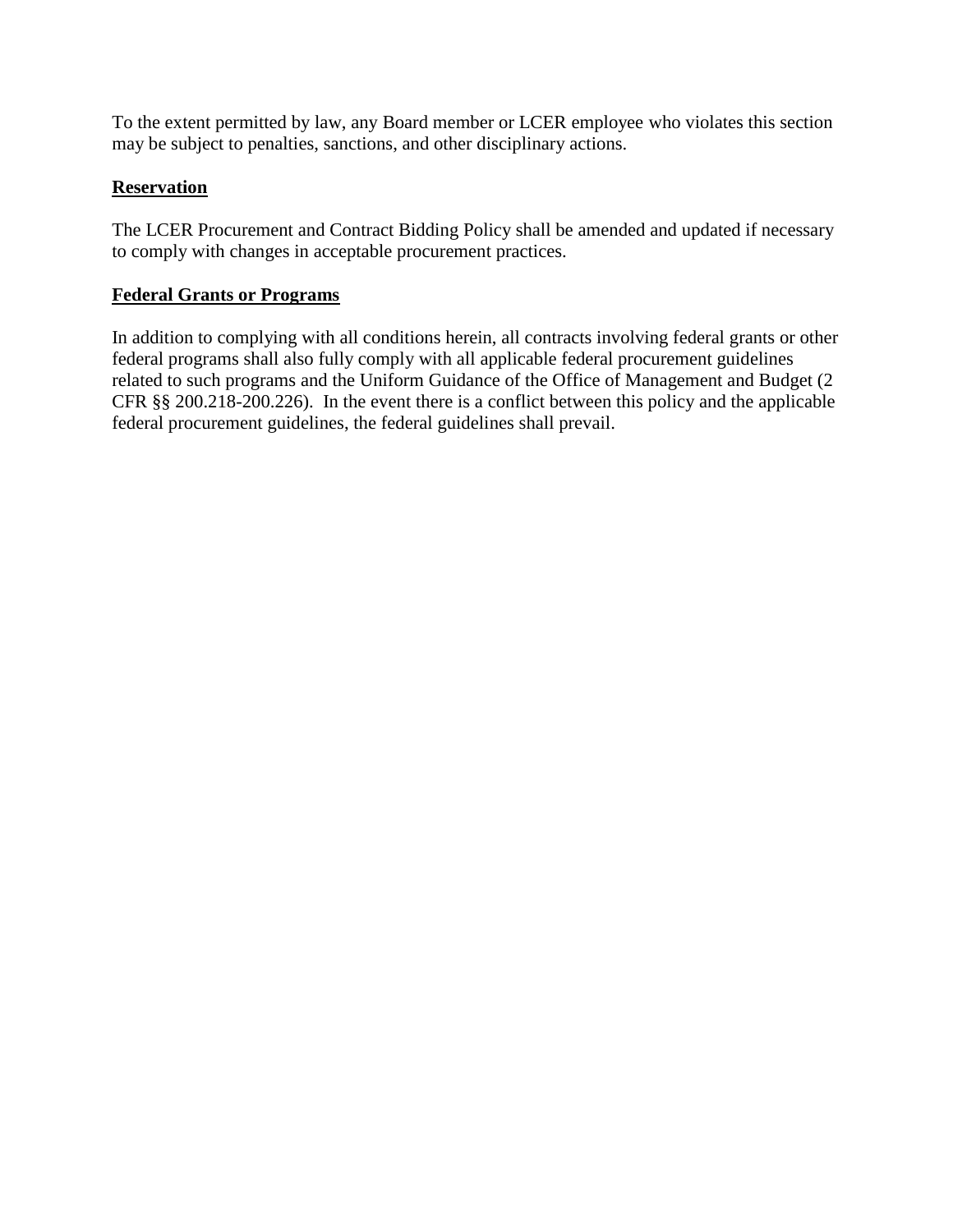To the extent permitted by law, any Board member or LCER employee who violates this section may be subject to penalties, sanctions, and other disciplinary actions.

**Reservation**

The LCER Procurement and Contract Bidding Policy shall be amended and updated if necessary to comply with changes in acceptable procurement practices.

**Federal Grants or Programs**

In addition to complying with all conditions herein, all contracts involving federal grants or other federal programs shall also fully comply with all applicable federal procurement guidelines related to such programs and the Uniform Guidance of the Office of Management and Budget (2 CFR §§ 200.218-200.226). In the event there is a conflict between this policy and the applicable federal procurement guidelines, the federal guidelines shall prevail.